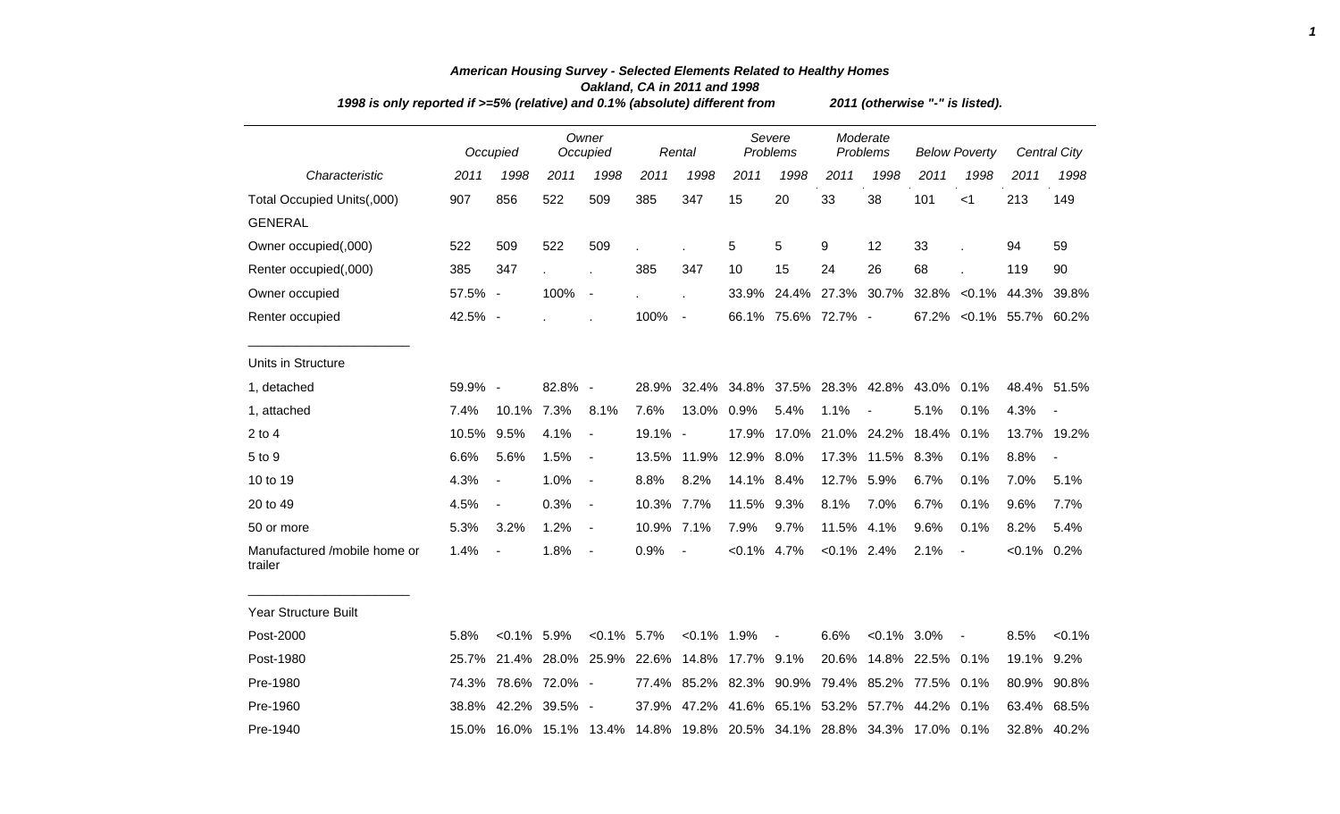## *American Housing Survey - Selected Elements Related to Healthy Homes*
### *Oakland, CA in 2011 and 1998*
***1998 is only reported if >=5% (relative) and 0.1% (absolute) different from 2011 (otherwise "-" is listed).***

| | *Occupied* | | *Owner Occupied* | | *Rental* | | *Severe Problems* | | *Moderate Problems* | | *Below Poverty* | | *Central City* | |
|---|---|---|---|---|---|---|---|---|---|---|---|---|---|---|
| *Characteristic* | *2011* | *1998* | *2011* | *1998* | *2011* | *1998* | *2011* | *1998* | *2011* | *1998* | *2011* | *1998* | *2011* | *1998* |
| Total Occupied Units(,000) | 907 | 856 | 522 | 509 | 385 | 347 | 15 | 20 | 33 | 38 | 101 | <1 | 213 | 149 |
| GENERAL | | | | | | | | | | | | | | |
| Owner occupied(,000) | 522 | 509 | 522 | 509 | . | . | 5 | 5 | 9 | 12 | 33 | . | 94 | 59 |
| Renter occupied(,000) | 385 | 347 | . | . | 385 | 347 | 10 | 15 | 24 | 26 | 68 | . | 119 | 90 |
| Owner occupied | 57.5% | - | 100% | - | . | . | 33.9% | 24.4% | 27.3% | 30.7% | 32.8% | <0.1% | 44.3% | 39.8% |
| Renter occupied | 42.5% | - | . | . | 100% | - | 66.1% | 75.6% | 72.7% | - | 67.2% | <0.1% | 55.7% | 60.2% |
| Units in Structure | | | | | | | | | | | | | | |
| 1, detached | 59.9% | - | 82.8% | - | 28.9% | 32.4% | 34.8% | 37.5% | 28.3% | 42.8% | 43.0% | 0.1% | 48.4% | 51.5% |
| 1, attached | 7.4% | 10.1% | 7.3% | 8.1% | 7.6% | 13.0% | 0.9% | 5.4% | 1.1% | - | 5.1% | 0.1% | 4.3% | - |
| 2 to 4 | 10.5% | 9.5% | 4.1% | - | 19.1% | - | 17.9% | 17.0% | 21.0% | 24.2% | 18.4% | 0.1% | 13.7% | 19.2% |
| 5 to 9 | 6.6% | 5.6% | 1.5% | - | 13.5% | 11.9% | 12.9% | 8.0% | 17.3% | 11.5% | 8.3% | 0.1% | 8.8% | - |
| 10 to 19 | 4.3% | - | 1.0% | - | 8.8% | 8.2% | 14.1% | 8.4% | 12.7% | 5.9% | 6.7% | 0.1% | 7.0% | 5.1% |
| 20 to 49 | 4.5% | - | 0.3% | - | 10.3% | 7.7% | 11.5% | 9.3% | 8.1% | 7.0% | 6.7% | 0.1% | 9.6% | 7.7% |
| 50 or more | 5.3% | 3.2% | 1.2% | - | 10.9% | 7.1% | 7.9% | 9.7% | 11.5% | 4.1% | 9.6% | 0.1% | 8.2% | 5.4% |
| Manufactured /mobile home or trailer | 1.4% | - | 1.8% | - | 0.9% | - | <0.1% | 4.7% | <0.1% | 2.4% | 2.1% | - | <0.1% | 0.2% |
| Year Structure Built | | | | | | | | | | | | | | |
| Post-2000 | 5.8% | <0.1% | 5.9% | <0.1% | 5.7% | <0.1% | 1.9% | - | 6.6% | <0.1% | 3.0% | - | 8.5% | <0.1% |
| Post-1980 | 25.7% | 21.4% | 28.0% | 25.9% | 22.6% | 14.8% | 17.7% | 9.1% | 20.6% | 14.8% | 22.5% | 0.1% | 19.1% | 9.2% |
| Pre-1980 | 74.3% | 78.6% | 72.0% | - | 77.4% | 85.2% | 82.3% | 90.9% | 79.4% | 85.2% | 77.5% | 0.1% | 80.9% | 90.8% |
| Pre-1960 | 38.8% | 42.2% | 39.5% | - | 37.9% | 47.2% | 41.6% | 65.1% | 53.2% | 57.7% | 44.2% | 0.1% | 63.4% | 68.5% |
| Pre-1940 | 15.0% | 16.0% | 15.1% | 13.4% | 14.8% | 19.8% | 20.5% | 34.1% | 28.8% | 34.3% | 17.0% | 0.1% | 32.8% | 40.2% |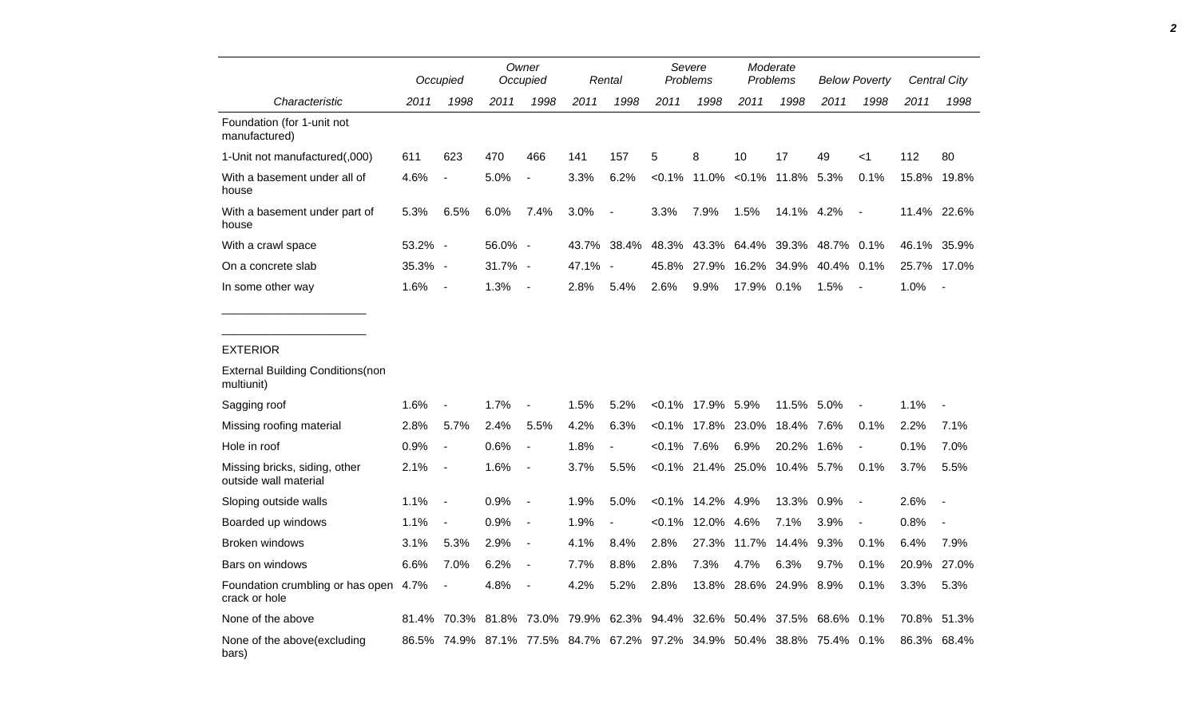| Characteristic | Occupied | | Owner Occupied | | Rental | | Severe Problems | | Moderate Problems | | Below Poverty | | Central City | |
|---|---|---|---|---|---|---|---|---|---|---|---|---|---|---|
| | 2011 | 1998 | 2011 | 1998 | 2011 | 1998 | 2011 | 1998 | 2011 | 1998 | 2011 | 1998 | 2011 | 1998 |
| Foundation (for 1-unit not manufactured) | | | | | | | | | | | | | | |
| 1-Unit not manufactured(,000) | 611 | 623 | 470 | 466 | 141 | 157 | 5 | 8 | 10 | 17 | 49 | <1 | 112 | 80 |
| With a basement under all of house | 4.6% | - | 5.0% | - | 3.3% | 6.2% | <0.1% | 11.0% | <0.1% | 11.8% | 5.3% | 0.1% | 15.8% | 19.8% |
| With a basement under part of house | 5.3% | 6.5% | 6.0% | 7.4% | 3.0% | - | 3.3% | 7.9% | 1.5% | 14.1% | 4.2% | - | 11.4% | 22.6% |
| With a crawl space | 53.2% | - | 56.0% | - | 43.7% | 38.4% | 48.3% | 43.3% | 64.4% | 39.3% | 48.7% | 0.1% | 46.1% | 35.9% |
| On a concrete slab | 35.3% | - | 31.7% | - | 47.1% | - | 45.8% | 27.9% | 16.2% | 34.9% | 40.4% | 0.1% | 25.7% | 17.0% |
| In some other way | 1.6% | - | 1.3% | - | 2.8% | 5.4% | 2.6% | 9.9% | 17.9% | 0.1% | 1.5% | - | 1.0% | - |
| EXTERIOR | | | | | | | | | | | | | | |
| External Building Conditions(non multiunit) | | | | | | | | | | | | | | |
| Sagging roof | 1.6% | - | 1.7% | - | 1.5% | 5.2% | <0.1% | 17.9% | 5.9% | 11.5% | 5.0% | - | 1.1% | - |
| Missing roofing material | 2.8% | 5.7% | 2.4% | 5.5% | 4.2% | 6.3% | <0.1% | 17.8% | 23.0% | 18.4% | 7.6% | 0.1% | 2.2% | 7.1% |
| Hole in roof | 0.9% | - | 0.6% | - | 1.8% | - | <0.1% | 7.6% | 6.9% | 20.2% | 1.6% | - | 0.1% | 7.0% |
| Missing bricks, siding, other outside wall material | 2.1% | - | 1.6% | - | 3.7% | 5.5% | <0.1% | 21.4% | 25.0% | 10.4% | 5.7% | 0.1% | 3.7% | 5.5% |
| Sloping outside walls | 1.1% | - | 0.9% | - | 1.9% | 5.0% | <0.1% | 14.2% | 4.9% | 13.3% | 0.9% | - | 2.6% | - |
| Boarded up windows | 1.1% | - | 0.9% | - | 1.9% | - | <0.1% | 12.0% | 4.6% | 7.1% | 3.9% | - | 0.8% | - |
| Broken windows | 3.1% | 5.3% | 2.9% | - | 4.1% | 8.4% | 2.8% | 27.3% | 11.7% | 14.4% | 9.3% | 0.1% | 6.4% | 7.9% |
| Bars on windows | 6.6% | 7.0% | 6.2% | - | 7.7% | 8.8% | 2.8% | 7.3% | 4.7% | 6.3% | 9.7% | 0.1% | 20.9% | 27.0% |
| Foundation crumbling or has open crack or hole | 4.7% | - | 4.8% | - | 4.2% | 5.2% | 2.8% | 13.8% | 28.6% | 24.9% | 8.9% | 0.1% | 3.3% | 5.3% |
| None of the above | 81.4% | 70.3% | 81.8% | 73.0% | 79.9% | 62.3% | 94.4% | 32.6% | 50.4% | 37.5% | 68.6% | 0.1% | 70.8% | 51.3% |
| None of the above(excluding bars) | 86.5% | 74.9% | 87.1% | 77.5% | 84.7% | 67.2% | 97.2% | 34.9% | 50.4% | 38.8% | 75.4% | 0.1% | 86.3% | 68.4% |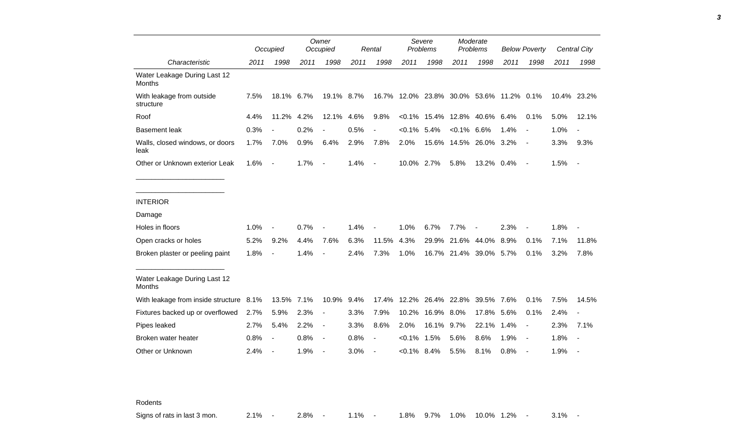| Characteristic | Occupied 2011 | Occupied 1998 | Owner Occupied 2011 | Owner Occupied 1998 | Rental 2011 | Rental 1998 | Severe Problems 2011 | Severe Problems 1998 | Moderate Problems 2011 | Moderate Problems 1998 | Below Poverty 2011 | Below Poverty 1998 | Central City 2011 | Central City 1998 |
|---|---|---|---|---|---|---|---|---|---|---|---|---|---|---|
| Water Leakage During Last 12 Months | | | | | | | | | | | | | | |
| With leakage from outside structure | 7.5% | 18.1% | 6.7% | 19.1% | 8.7% | 16.7% | 12.0% | 23.8% | 30.0% | 53.6% | 11.2% | 0.1% | 10.4% | 23.2% |
| Roof | 4.4% | 11.2% | 4.2% | 12.1% | 4.6% | 9.8% | <0.1% | 15.4% | 12.8% | 40.6% | 6.4% | 0.1% | 5.0% | 12.1% |
| Basement leak | 0.3% | - | 0.2% | - | 0.5% | - | <0.1% | 5.4% | <0.1% | 6.6% | 1.4% | - | 1.0% | - |
| Walls, closed windows, or doors leak | 1.7% | 7.0% | 0.9% | 6.4% | 2.9% | 7.8% | 2.0% | 15.6% | 14.5% | 26.0% | 3.2% | - | 3.3% | 9.3% |
| Other or Unknown exterior Leak | 1.6% | - | 1.7% | - | 1.4% | - | 10.0% | 2.7% | 5.8% | 13.2% | 0.4% | - | 1.5% | - |
| INTERIOR | | | | | | | | | | | | | | |
| Damage | | | | | | | | | | | | | | |
| Holes in floors | 1.0% | - | 0.7% | - | 1.4% | - | 1.0% | 6.7% | 7.7% | - | 2.3% | - | 1.8% | - |
| Open cracks or holes | 5.2% | 9.2% | 4.4% | 7.6% | 6.3% | 11.5% | 4.3% | 29.9% | 21.6% | 44.0% | 8.9% | 0.1% | 7.1% | 11.8% |
| Broken plaster or peeling paint | 1.8% | - | 1.4% | - | 2.4% | 7.3% | 1.0% | 16.7% | 21.4% | 39.0% | 5.7% | 0.1% | 3.2% | 7.8% |
| Water Leakage During Last 12 Months | | | | | | | | | | | | | | |
| With leakage from inside structure | 8.1% | 13.5% | 7.1% | 10.9% | 9.4% | 17.4% | 12.2% | 26.4% | 22.8% | 39.5% | 7.6% | 0.1% | 7.5% | 14.5% |
| Fixtures backed up or overflowed | 2.7% | 5.9% | 2.3% | - | 3.3% | 7.9% | 10.2% | 16.9% | 8.0% | 17.8% | 5.6% | 0.1% | 2.4% | - |
| Pipes leaked | 2.7% | 5.4% | 2.2% | - | 3.3% | 8.6% | 2.0% | 16.1% | 9.7% | 22.1% | 1.4% | - | 2.3% | 7.1% |
| Broken water heater | 0.8% | - | 0.8% | - | 0.8% | - | <0.1% | 1.5% | 5.6% | 8.6% | 1.9% | - | 1.8% | - |
| Other or Unknown | 2.4% | - | 1.9% | - | 3.0% | - | <0.1% | 8.4% | 5.5% | 8.1% | 0.8% | - | 1.9% | - |
| Rodents | | | | | | | | | | | | | | |
| Signs of rats in last 3 mon. | 2.1% | - | 2.8% | - | 1.1% | - | 1.8% | 9.7% | 1.0% | 10.0% | 1.2% | - | 3.1% | - |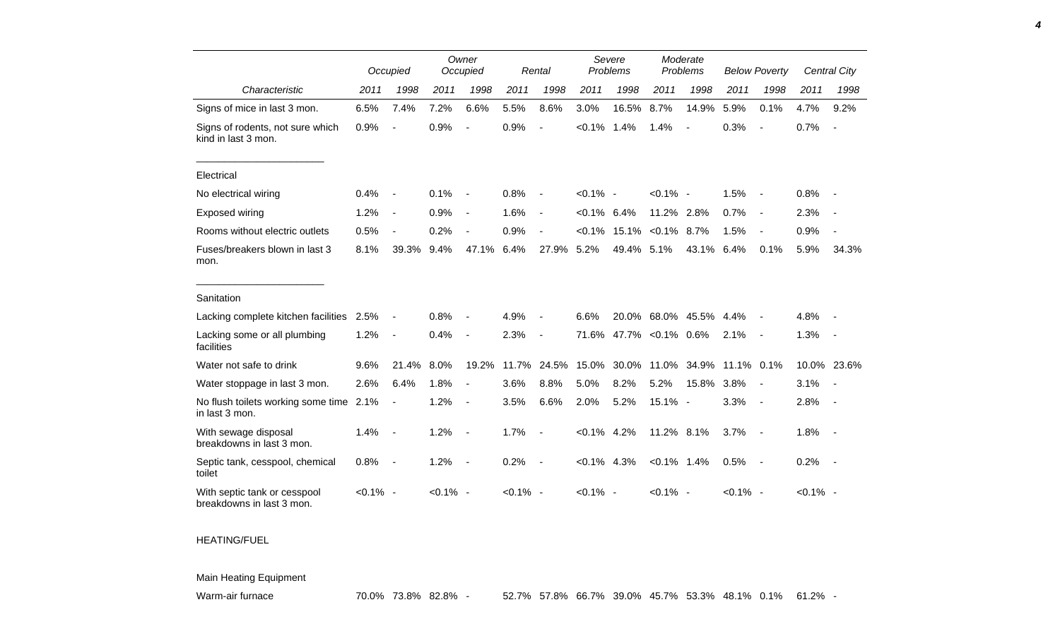| Characteristic | Occupied | | Owner Occupied | | Rental | | Severe Problems | | Moderate Problems | | Below Poverty | | Central City | |
|---|---|---|---|---|---|---|---|---|---|---|---|---|---|---|
| | 2011 | 1998 | 2011 | 1998 | 2011 | 1998 | 2011 | 1998 | 2011 | 1998 | 2011 | 1998 | 2011 | 1998 |
| Signs of mice in last 3 mon. | 6.5% | 7.4% | 7.2% | 6.6% | 5.5% | 8.6% | 3.0% | 16.5% | 8.7% | 14.9% | 5.9% | 0.1% | 4.7% | 9.2% |
| Signs of rodents, not sure which kind in last 3 mon. | 0.9% | - | 0.9% | - | 0.9% | - | <0.1% | 1.4% | 1.4% | - | 0.3% | - | 0.7% | - |
| Electrical | | | | | | | | | | | | | | |
| No electrical wiring | 0.4% | - | 0.1% | - | 0.8% | - | <0.1% | - | <0.1% | - | 1.5% | - | 0.8% | - |
| Exposed wiring | 1.2% | - | 0.9% | - | 1.6% | - | <0.1% | 6.4% | 11.2% | 2.8% | 0.7% | - | 2.3% | - |
| Rooms without electric outlets | 0.5% | - | 0.2% | - | 0.9% | - | <0.1% | 15.1% | <0.1% | 8.7% | 1.5% | - | 0.9% | - |
| Fuses/breakers blown in last 3 mon. | 8.1% | 39.3% | 9.4% | 47.1% | 6.4% | 27.9% | 5.2% | 49.4% | 5.1% | 43.1% | 6.4% | 0.1% | 5.9% | 34.3% |
| Sanitation | | | | | | | | | | | | | | |
| Lacking complete kitchen facilities | 2.5% | - | 0.8% | - | 4.9% | - | 6.6% | 20.0% | 68.0% | 45.5% | 4.4% | - | 4.8% | - |
| Lacking some or all plumbing facilities | 1.2% | - | 0.4% | - | 2.3% | - | 71.6% | 47.7% | <0.1% | 0.6% | 2.1% | - | 1.3% | - |
| Water not safe to drink | 9.6% | 21.4% | 8.0% | 19.2% | 11.7% | 24.5% | 15.0% | 30.0% | 11.0% | 34.9% | 11.1% | 0.1% | 10.0% | 23.6% |
| Water stoppage in last 3 mon. | 2.6% | 6.4% | 1.8% | - | 3.6% | 8.8% | 5.0% | 8.2% | 5.2% | 15.8% | 3.8% | - | 3.1% | - |
| No flush toilets working some time in last 3 mon. | 2.1% | - | 1.2% | - | 3.5% | 6.6% | 2.0% | 5.2% | 15.1% | - | 3.3% | - | 2.8% | - |
| With sewage disposal breakdowns in last 3 mon. | 1.4% | - | 1.2% | - | 1.7% | - | <0.1% | 4.2% | 11.2% | 8.1% | 3.7% | - | 1.8% | - |
| Septic tank, cesspool, chemical toilet | 0.8% | - | 1.2% | - | 0.2% | - | <0.1% | 4.3% | <0.1% | 1.4% | 0.5% | - | 0.2% | - |
| With septic tank or cesspool breakdowns in last 3 mon. | <0.1% | - | <0.1% | - | <0.1% | - | <0.1% | - | <0.1% | - | <0.1% | - | <0.1% | - |
| HEATING/FUEL | | | | | | | | | | | | | | |
| Main Heating Equipment | | | | | | | | | | | | | | |
| Warm-air furnace | 70.0% | 73.8% | 82.8% | - | 52.7% | 57.8% | 66.7% | 39.0% | 45.7% | 53.3% | 48.1% | 0.1% | 61.2% | - |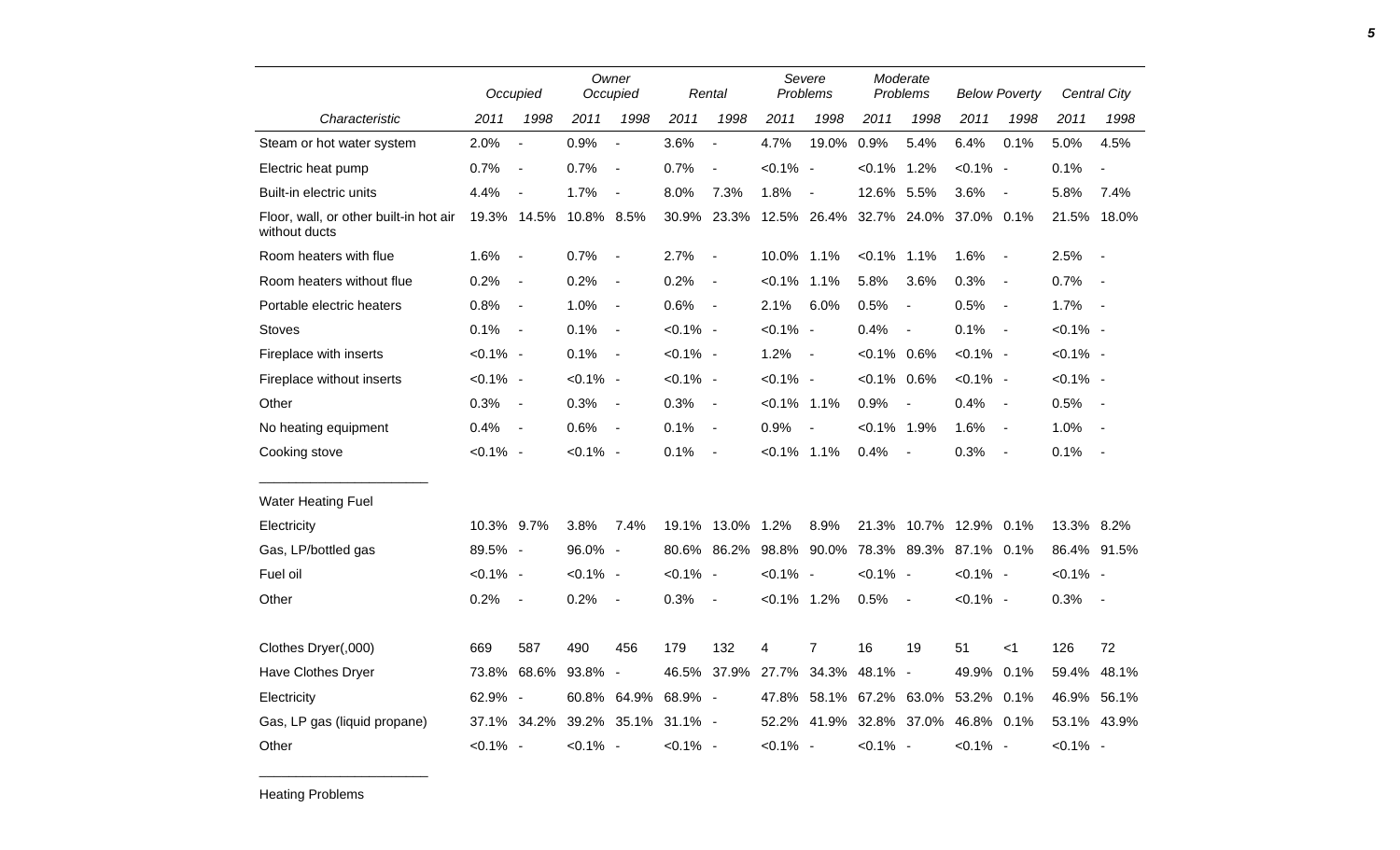| Characteristic | Occupied | | Owner Occupied | | Rental | | Severe Problems | | Moderate Problems | | Below Poverty | | Central City | |
|---|---|---|---|---|---|---|---|---|---|---|---|---|---|---|
| | 2011 | 1998 | 2011 | 1998 | 2011 | 1998 | 2011 | 1998 | 2011 | 1998 | 2011 | 1998 | 2011 | 1998 |
| Steam or hot water system | 2.0% | - | 0.9% | - | 3.6% | - | 4.7% | 19.0% | 0.9% | 5.4% | 6.4% | 0.1% | 5.0% | 4.5% |
| Electric heat pump | 0.7% | - | 0.7% | - | 0.7% | - | <0.1% | - | <0.1% | 1.2% | <0.1% | - | 0.1% | - |
| Built-in electric units | 4.4% | - | 1.7% | - | 8.0% | 7.3% | 1.8% | - | 12.6% | 5.5% | 3.6% | - | 5.8% | 7.4% |
| Floor, wall, or other built-in hot air without ducts | 19.3% | 14.5% | 10.8% | 8.5% | 30.9% | 23.3% | 12.5% | 26.4% | 32.7% | 24.0% | 37.0% | 0.1% | 21.5% | 18.0% |
| Room heaters with flue | 1.6% | - | 0.7% | - | 2.7% | - | 10.0% | 1.1% | <0.1% | 1.1% | 1.6% | - | 2.5% | - |
| Room heaters without flue | 0.2% | - | 0.2% | - | 0.2% | - | <0.1% | 1.1% | 5.8% | 3.6% | 0.3% | - | 0.7% | - |
| Portable electric heaters | 0.8% | - | 1.0% | - | 0.6% | - | 2.1% | 6.0% | 0.5% | - | 0.5% | - | 1.7% | - |
| Stoves | 0.1% | - | 0.1% | - | <0.1% | - | <0.1% | - | 0.4% | - | 0.1% | - | <0.1% | - |
| Fireplace with inserts | <0.1% | - | 0.1% | - | <0.1% | - | 1.2% | - | <0.1% | 0.6% | <0.1% | - | <0.1% | - |
| Fireplace without inserts | <0.1% | - | <0.1% | - | <0.1% | - | <0.1% | - | <0.1% | 0.6% | <0.1% | - | <0.1% | - |
| Other | 0.3% | - | 0.3% | - | 0.3% | - | <0.1% | 1.1% | 0.9% | - | 0.4% | - | 0.5% | - |
| No heating equipment | 0.4% | - | 0.6% | - | 0.1% | - | 0.9% | - | <0.1% | 1.9% | 1.6% | - | 1.0% | - |
| Cooking stove | <0.1% | - | <0.1% | - | 0.1% | - | <0.1% | 1.1% | 0.4% | - | 0.3% | - | 0.1% | - |
| **Water Heating Fuel** | | | | | | | | | | | | | | |
| Electricity | 10.3% | 9.7% | 3.8% | 7.4% | 19.1% | 13.0% | 1.2% | 8.9% | 21.3% | 10.7% | 12.9% | 0.1% | 13.3% | 8.2% |
| Gas, LP/bottled gas | 89.5% | - | 96.0% | - | 80.6% | 86.2% | 98.8% | 90.0% | 78.3% | 89.3% | 87.1% | 0.1% | 86.4% | 91.5% |
| Fuel oil | <0.1% | - | <0.1% | - | <0.1% | - | <0.1% | - | <0.1% | - | <0.1% | - | <0.1% | - |
| Other | 0.2% | - | 0.2% | - | 0.3% | - | <0.1% | 1.2% | 0.5% | - | <0.1% | - | 0.3% | - |
| Clothes Dryer(,000) | 669 | 587 | 490 | 456 | 179 | 132 | 4 | 7 | 16 | 19 | 51 | <1 | 126 | 72 |
| Have Clothes Dryer | 73.8% | 68.6% | 93.8% | - | 46.5% | 37.9% | 27.7% | 34.3% | 48.1% | - | 49.9% | 0.1% | 59.4% | 48.1% |
| Electricity | 62.9% | - | 60.8% | 64.9% | 68.9% | - | 47.8% | 58.1% | 67.2% | 63.0% | 53.2% | 0.1% | 46.9% | 56.1% |
| Gas, LP gas (liquid propane) | 37.1% | 34.2% | 39.2% | 35.1% | 31.1% | - | 52.2% | 41.9% | 32.8% | 37.0% | 46.8% | 0.1% | 53.1% | 43.9% |
| Other | <0.1% | - | <0.1% | - | <0.1% | - | <0.1% | - | <0.1% | - | <0.1% | - | <0.1% | - |

Heating Problems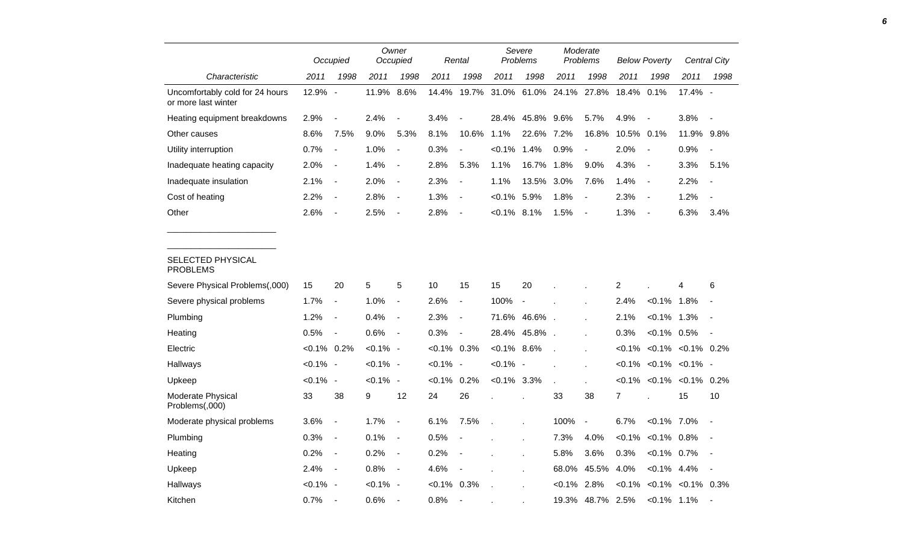| | Occupied | | Owner Occupied | | Rental | | Severe Problems | | Moderate Problems | | Below Poverty | | Central City | |
|---|---|---|---|---|---|---|---|---|---|---|---|---|---|---|
| Characteristic | 2011 | 1998 | 2011 | 1998 | 2011 | 1998 | 2011 | 1998 | 2011 | 1998 | 2011 | 1998 | 2011 | 1998 |
| Uncomfortably cold for 24 hours or more last winter | 12.9% | - | 11.9% | 8.6% | 14.4% | 19.7% | 31.0% | 61.0% | 24.1% | 27.8% | 18.4% | 0.1% | 17.4% | - |
| Heating equipment breakdowns | 2.9% | - | 2.4% | - | 3.4% | - | 28.4% | 45.8% | 9.6% | 5.7% | 4.9% | - | 3.8% | - |
| Other causes | 8.6% | 7.5% | 9.0% | 5.3% | 8.1% | 10.6% | 1.1% | 22.6% | 7.2% | 16.8% | 10.5% | 0.1% | 11.9% | 9.8% |
| Utility interruption | 0.7% | - | 1.0% | - | 0.3% | - | <0.1% | 1.4% | 0.9% | - | 2.0% | - | 0.9% | - |
| Inadequate heating capacity | 2.0% | - | 1.4% | - | 2.8% | 5.3% | 1.1% | 16.7% | 1.8% | 9.0% | 4.3% | - | 3.3% | 5.1% |
| Inadequate insulation | 2.1% | - | 2.0% | - | 2.3% | - | 1.1% | 13.5% | 3.0% | 7.6% | 1.4% | - | 2.2% | - |
| Cost of heating | 2.2% | - | 2.8% | - | 1.3% | - | <0.1% | 5.9% | 1.8% | - | 2.3% | - | 1.2% | - |
| Other | 2.6% | - | 2.5% | - | 2.8% | - | <0.1% | 8.1% | 1.5% | - | 1.3% | - | 6.3% | 3.4% |
| | | | | | | | | | | | | | | |
| SELECTED PHYSICAL PROBLEMS | | | | | | | | | | | | | | |
| Severe Physical Problems(,000) | 15 | 20 | 5 | 5 | 10 | 15 | 15 | 20 | . | . | 2 | . | 4 | 6 |
| Severe physical problems | 1.7% | - | 1.0% | - | 2.6% | - | 100% | - | . | . | 2.4% | <0.1% | 1.8% | - |
| Plumbing | 1.2% | - | 0.4% | - | 2.3% | - | 71.6% | 46.6% | . | . | 2.1% | <0.1% | 1.3% | - |
| Heating | 0.5% | - | 0.6% | - | 0.3% | - | 28.4% | 45.8% | . | . | 0.3% | <0.1% | 0.5% | - |
| Electric | <0.1% | 0.2% | <0.1% | - | <0.1% | 0.3% | <0.1% | 8.6% | . | . | <0.1% | <0.1% | <0.1% | 0.2% |
| Hallways | <0.1% | - | <0.1% | - | <0.1% | - | <0.1% | - | . | . | <0.1% | <0.1% | <0.1% | - |
| Upkeep | <0.1% | - | <0.1% | - | <0.1% | 0.2% | <0.1% | 3.3% | . | . | <0.1% | <0.1% | <0.1% | 0.2% |
| Moderate Physical Problems(,000) | 33 | 38 | 9 | 12 | 24 | 26 | . | . | 33 | 38 | 7 | . | 15 | 10 |
| Moderate physical problems | 3.6% | - | 1.7% | - | 6.1% | 7.5% | . | . | 100% | - | 6.7% | <0.1% | 7.0% | - |
| Plumbing | 0.3% | - | 0.1% | - | 0.5% | - | . | . | 7.3% | 4.0% | <0.1% | <0.1% | 0.8% | - |
| Heating | 0.2% | - | 0.2% | - | 0.2% | - | . | . | 5.8% | 3.6% | 0.3% | <0.1% | 0.7% | - |
| Upkeep | 2.4% | - | 0.8% | - | 4.6% | - | . | . | 68.0% | 45.5% | 4.0% | <0.1% | 4.4% | - |
| Hallways | <0.1% | - | <0.1% | - | <0.1% | 0.3% | . | . | <0.1% | 2.8% | <0.1% | <0.1% | <0.1% | 0.3% |
| Kitchen | 0.7% | - | 0.6% | - | 0.8% | - | . | . | 19.3% | 48.7% | 2.5% | <0.1% | 1.1% | - |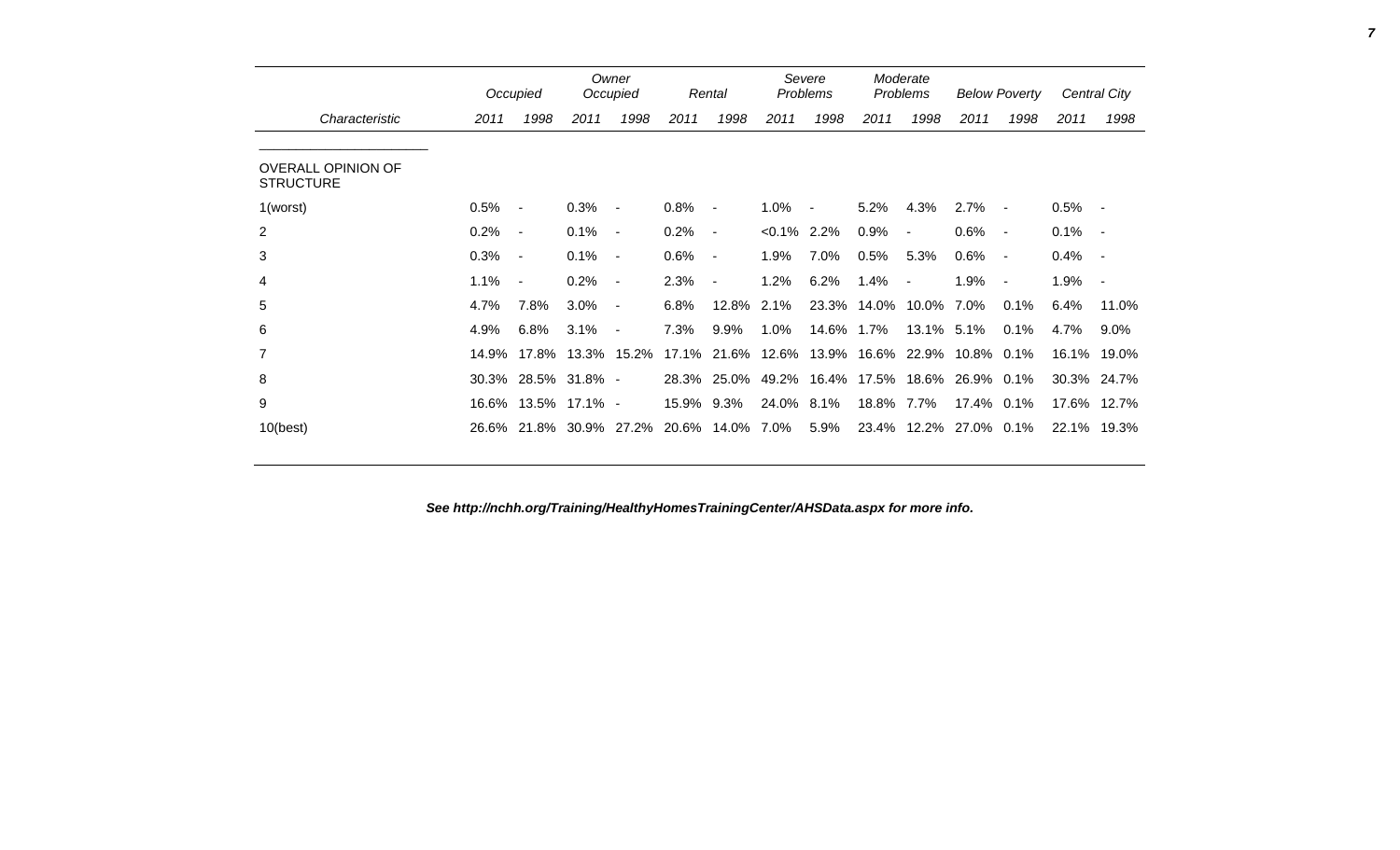| Characteristic | Occupied | | Owner Occupied | | Rental | | Severe Problems | | Moderate Problems | | Below Poverty | | Central City | |
|---|---|---|---|---|---|---|---|---|---|---|---|---|---|---|
| | 2011 | 1998 | 2011 | 1998 | 2011 | 1998 | 2011 | 1998 | 2011 | 1998 | 2011 | 1998 | 2011 | 1998 |
| OVERALL OPINION OF STRUCTURE | | | | | | | | | | | | | | |
| 1(worst) | 0.5% | - | 0.3% | - | 0.8% | - | 1.0% | - | 5.2% | 4.3% | 2.7% | - | 0.5% | - |
| 2 | 0.2% | - | 0.1% | - | 0.2% | - | <0.1% | 2.2% | 0.9% | - | 0.6% | - | 0.1% | - |
| 3 | 0.3% | - | 0.1% | - | 0.6% | - | 1.9% | 7.0% | 0.5% | 5.3% | 0.6% | - | 0.4% | - |
| 4 | 1.1% | - | 0.2% | - | 2.3% | - | 1.2% | 6.2% | 1.4% | - | 1.9% | - | 1.9% | - |
| 5 | 4.7% | 7.8% | 3.0% | - | 6.8% | 12.8% | 2.1% | 23.3% | 14.0% | 10.0% | 7.0% | 0.1% | 6.4% | 11.0% |
| 6 | 4.9% | 6.8% | 3.1% | - | 7.3% | 9.9% | 1.0% | 14.6% | 1.7% | 13.1% | 5.1% | 0.1% | 4.7% | 9.0% |
| 7 | 14.9% | 17.8% | 13.3% | 15.2% | 17.1% | 21.6% | 12.6% | 13.9% | 16.6% | 22.9% | 10.8% | 0.1% | 16.1% | 19.0% |
| 8 | 30.3% | 28.5% | 31.8% | - | 28.3% | 25.0% | 49.2% | 16.4% | 17.5% | 18.6% | 26.9% | 0.1% | 30.3% | 24.7% |
| 9 | 16.6% | 13.5% | 17.1% | - | 15.9% | 9.3% | 24.0% | 8.1% | 18.8% | 7.7% | 17.4% | 0.1% | 17.6% | 12.7% |
| 10(best) | 26.6% | 21.8% | 30.9% | 27.2% | 20.6% | 14.0% | 7.0% | 5.9% | 23.4% | 12.2% | 27.0% | 0.1% | 22.1% | 19.3% |

***See http://nchh.org/Training/HealthyHomesTrainingCenter/AHSData.aspx for more info.***